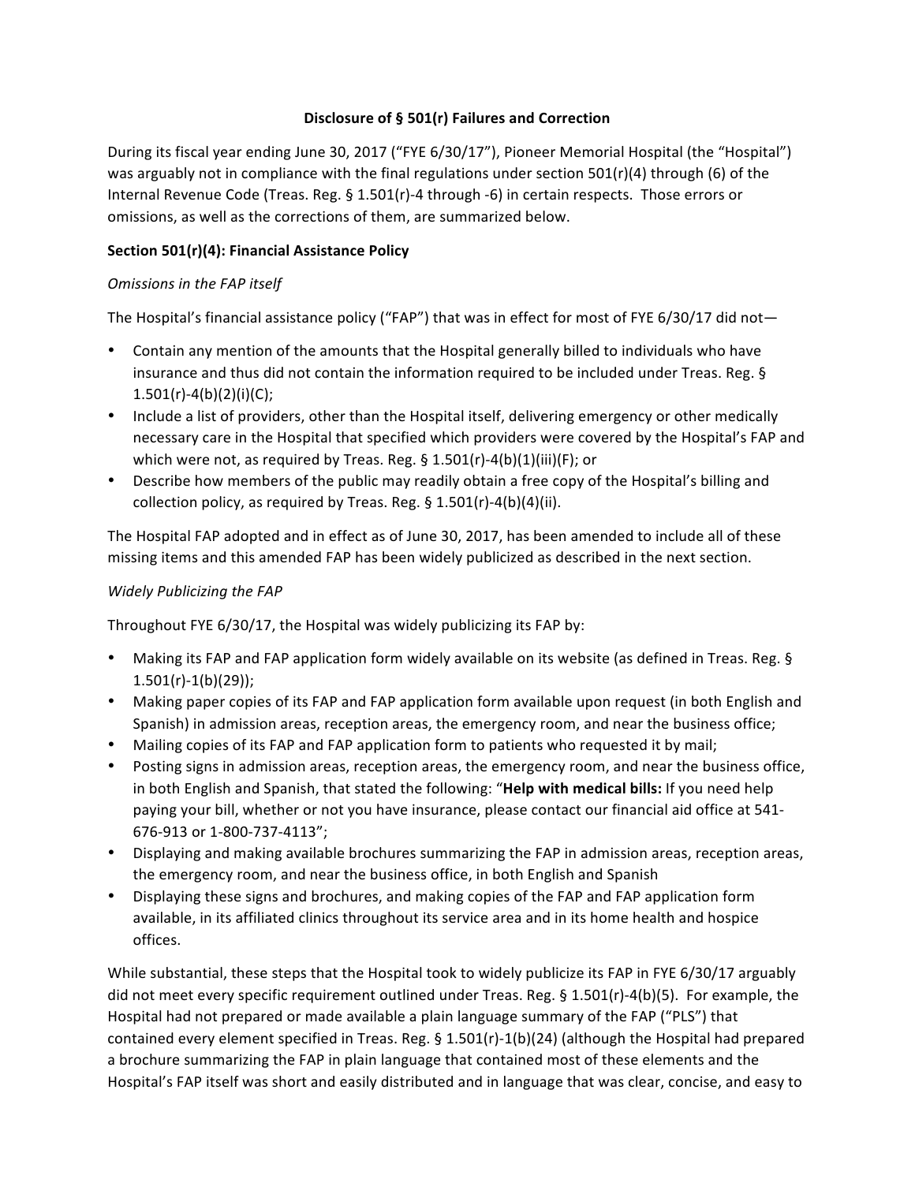# Disclosure of § 501(r) Failures and Correction

During its fiscal year ending June 30, 2017 ("FYE 6/30/17"), Pioneer Memorial Hospital (the "Hospital") was arguably not in compliance with the final regulations under section 501(r)(4) through (6) of the Internal Revenue Code (Treas. Reg. § 1.501(r)-4 through -6) in certain respects. Those errors or omissions, as well as the corrections of them, are summarized below.

## Section 501(r)(4): Financial Assistance Policy

*Omissions in the FAP itself*

The Hospital's financial assistance policy ("FAP") that was in effect for most of FYE 6/30/17 did not—

- Contain any mention of the amounts that the Hospital generally billed to individuals who have insurance and thus did not contain the information required to be included under Treas. Reg. § 1.501(r)-4(b)(2)(i)(C);
- Include a list of providers, other than the Hospital itself, delivering emergency or other medically necessary care in the Hospital that specified which providers were covered by the Hospital's FAP and which were not, as required by Treas. Reg. § 1.501(r)-4(b)(1)(iii)(F); or
- Describe how members of the public may readily obtain a free copy of the Hospital's billing and collection policy, as required by Treas. Reg. § 1.501(r)-4(b)(4)(ii).

The Hospital FAP adopted and in effect as of June 30, 2017, has been amended to include all of these missing items and this amended FAP has been widely publicized as described in the next section.

*Widely Publicizing the FAP*

Throughout FYE 6/30/17, the Hospital was widely publicizing its FAP by:

- Making its FAP and FAP application form widely available on its website (as defined in Treas. Reg. § 1.501(r)-1(b)(29));
- Making paper copies of its FAP and FAP application form available upon request (in both English and Spanish) in admission areas, reception areas, the emergency room, and near the business office;
- Mailing copies of its FAP and FAP application form to patients who requested it by mail;
- Posting signs in admission areas, reception areas, the emergency room, and near the business office, in both English and Spanish, that stated the following: "**Help with medical bills:** If you need help paying your bill, whether or not you have insurance, please contact our financial aid office at 541-676-913 or 1-800-737-4113";
- Displaying and making available brochures summarizing the FAP in admission areas, reception areas, the emergency room, and near the business office, in both English and Spanish
- Displaying these signs and brochures, and making copies of the FAP and FAP application form available, in its affiliated clinics throughout its service area and in its home health and hospice offices.

While substantial, these steps that the Hospital took to widely publicize its FAP in FYE 6/30/17 arguably did not meet every specific requirement outlined under Treas. Reg. § 1.501(r)-4(b)(5). For example, the Hospital had not prepared or made available a plain language summary of the FAP ("PLS") that contained every element specified in Treas. Reg. § 1.501(r)-1(b)(24) (although the Hospital had prepared a brochure summarizing the FAP in plain language that contained most of these elements and the Hospital's FAP itself was short and easily distributed and in language that was clear, concise, and easy to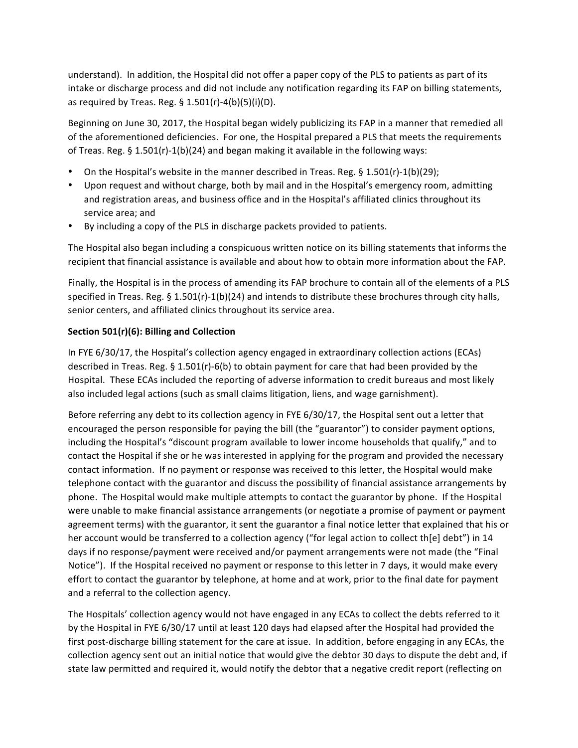understand). In addition, the Hospital did not offer a paper copy of the PLS to patients as part of its intake or discharge process and did not include any notification regarding its FAP on billing statements, as required by Treas. Reg. § 1.501(r)-4(b)(5)(i)(D).

Beginning on June 30, 2017, the Hospital began widely publicizing its FAP in a manner that remedied all of the aforementioned deficiencies. For one, the Hospital prepared a PLS that meets the requirements of Treas. Reg. § 1.501(r)-1(b)(24) and began making it available in the following ways:

- On the Hospital's website in the manner described in Treas. Reg. § 1.501(r)-1(b)(29);
- Upon request and without charge, both by mail and in the Hospital's emergency room, admitting and registration areas, and business office and in the Hospital's affiliated clinics throughout its service area; and
- By including a copy of the PLS in discharge packets provided to patients.

The Hospital also began including a conspicuous written notice on its billing statements that informs the recipient that financial assistance is available and about how to obtain more information about the FAP.

Finally, the Hospital is in the process of amending its FAP brochure to contain all of the elements of a PLS specified in Treas. Reg. § 1.501(r)-1(b)(24) and intends to distribute these brochures through city halls, senior centers, and affiliated clinics throughout its service area.

**Section 501(r)(6): Billing and Collection**

In FYE 6/30/17, the Hospital's collection agency engaged in extraordinary collection actions (ECAs) described in Treas. Reg. § 1.501(r)-6(b) to obtain payment for care that had been provided by the Hospital. These ECAs included the reporting of adverse information to credit bureaus and most likely also included legal actions (such as small claims litigation, liens, and wage garnishment).

Before referring any debt to its collection agency in FYE 6/30/17, the Hospital sent out a letter that encouraged the person responsible for paying the bill (the "guarantor") to consider payment options, including the Hospital's "discount program available to lower income households that qualify," and to contact the Hospital if she or he was interested in applying for the program and provided the necessary contact information. If no payment or response was received to this letter, the Hospital would make telephone contact with the guarantor and discuss the possibility of financial assistance arrangements by phone. The Hospital would make multiple attempts to contact the guarantor by phone. If the Hospital were unable to make financial assistance arrangements (or negotiate a promise of payment or payment agreement terms) with the guarantor, it sent the guarantor a final notice letter that explained that his or her account would be transferred to a collection agency ("for legal action to collect th[e] debt") in 14 days if no response/payment were received and/or payment arrangements were not made (the "Final Notice"). If the Hospital received no payment or response to this letter in 7 days, it would make every effort to contact the guarantor by telephone, at home and at work, prior to the final date for payment and a referral to the collection agency.

The Hospitals' collection agency would not have engaged in any ECAs to collect the debts referred to it by the Hospital in FYE 6/30/17 until at least 120 days had elapsed after the Hospital had provided the first post-discharge billing statement for the care at issue. In addition, before engaging in any ECAs, the collection agency sent out an initial notice that would give the debtor 30 days to dispute the debt and, if state law permitted and required it, would notify the debtor that a negative credit report (reflecting on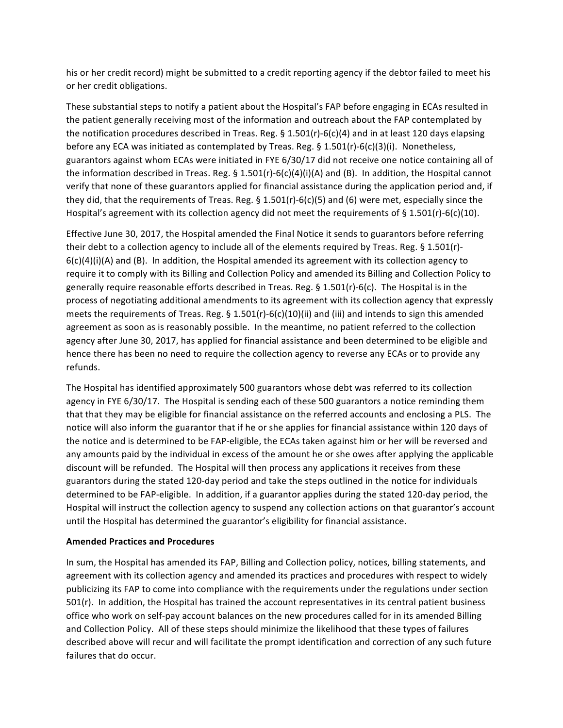his or her credit record) might be submitted to a credit reporting agency if the debtor failed to meet his or her credit obligations.

These substantial steps to notify a patient about the Hospital's FAP before engaging in ECAs resulted in the patient generally receiving most of the information and outreach about the FAP contemplated by the notification procedures described in Treas. Reg. § 1.501(r)-6(c)(4) and in at least 120 days elapsing before any ECA was initiated as contemplated by Treas. Reg. § 1.501(r)-6(c)(3)(i). Nonetheless, guarantors against whom ECAs were initiated in FYE 6/30/17 did not receive one notice containing all of the information described in Treas. Reg. § 1.501(r)-6(c)(4)(i)(A) and (B). In addition, the Hospital cannot verify that none of these guarantors applied for financial assistance during the application period and, if they did, that the requirements of Treas. Reg. § 1.501(r)-6(c)(5) and (6) were met, especially since the Hospital's agreement with its collection agency did not meet the requirements of § 1.501(r)-6(c)(10).

Effective June 30, 2017, the Hospital amended the Final Notice it sends to guarantors before referring their debt to a collection agency to include all of the elements required by Treas. Reg. § 1.501(r)-6(c)(4)(i)(A) and (B). In addition, the Hospital amended its agreement with its collection agency to require it to comply with its Billing and Collection Policy and amended its Billing and Collection Policy to generally require reasonable efforts described in Treas. Reg. § 1.501(r)-6(c). The Hospital is in the process of negotiating additional amendments to its agreement with its collection agency that expressly meets the requirements of Treas. Reg. § 1.501(r)-6(c)(10)(ii) and (iii) and intends to sign this amended agreement as soon as is reasonably possible. In the meantime, no patient referred to the collection agency after June 30, 2017, has applied for financial assistance and been determined to be eligible and hence there has been no need to require the collection agency to reverse any ECAs or to provide any refunds.

The Hospital has identified approximately 500 guarantors whose debt was referred to its collection agency in FYE 6/30/17. The Hospital is sending each of these 500 guarantors a notice reminding them that that they may be eligible for financial assistance on the referred accounts and enclosing a PLS. The notice will also inform the guarantor that if he or she applies for financial assistance within 120 days of the notice and is determined to be FAP-eligible, the ECAs taken against him or her will be reversed and any amounts paid by the individual in excess of the amount he or she owes after applying the applicable discount will be refunded. The Hospital will then process any applications it receives from these guarantors during the stated 120-day period and take the steps outlined in the notice for individuals determined to be FAP-eligible. In addition, if a guarantor applies during the stated 120-day period, the Hospital will instruct the collection agency to suspend any collection actions on that guarantor's account until the Hospital has determined the guarantor's eligibility for financial assistance.

**Amended Practices and Procedures**

In sum, the Hospital has amended its FAP, Billing and Collection policy, notices, billing statements, and agreement with its collection agency and amended its practices and procedures with respect to widely publicizing its FAP to come into compliance with the requirements under the regulations under section 501(r). In addition, the Hospital has trained the account representatives in its central patient business office who work on self-pay account balances on the new procedures called for in its amended Billing and Collection Policy. All of these steps should minimize the likelihood that these types of failures described above will recur and will facilitate the prompt identification and correction of any such future failures that do occur.